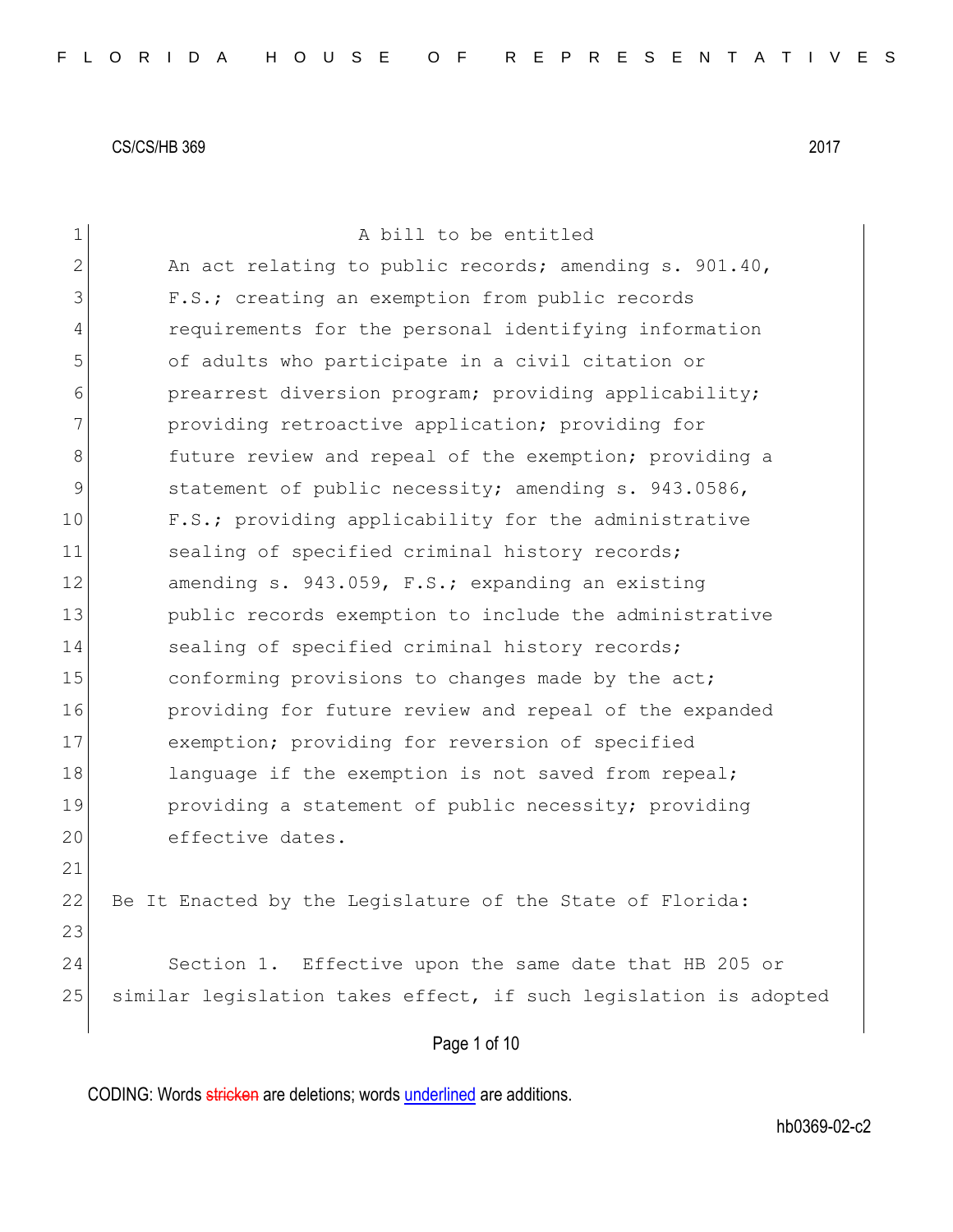CS/CS/HB 369 2017

A bill to be entitled

An act relating to public records; amending s. 901.40, F.S.; creating an exemption from public records requirements for the personal identifying information of adults who participate in a civil citation or prearrest diversion program; providing applicability; providing retroactive application; providing for future review and repeal of the exemption; providing a statement of public necessity; amending s. 943.0586, F.S.; providing applicability for the administrative sealing of specified criminal history records; amending s. 943.059, F.S.; expanding an existing public records exemption to include the administrative sealing of specified criminal history records; conforming provisions to changes made by the act; providing for future review and repeal of the expanded exemption; providing for reversion of specified language if the exemption is not saved from repeal; providing a statement of public necessity; providing effective dates.

Be It Enacted by the Legislature of the State of Florida:

Section 1. Effective upon the same date that HB 205 or similar legislation takes effect, if such legislation is adopted

CODING: Words stricken are deletions; words underlined are additions.

hb0369-02-c2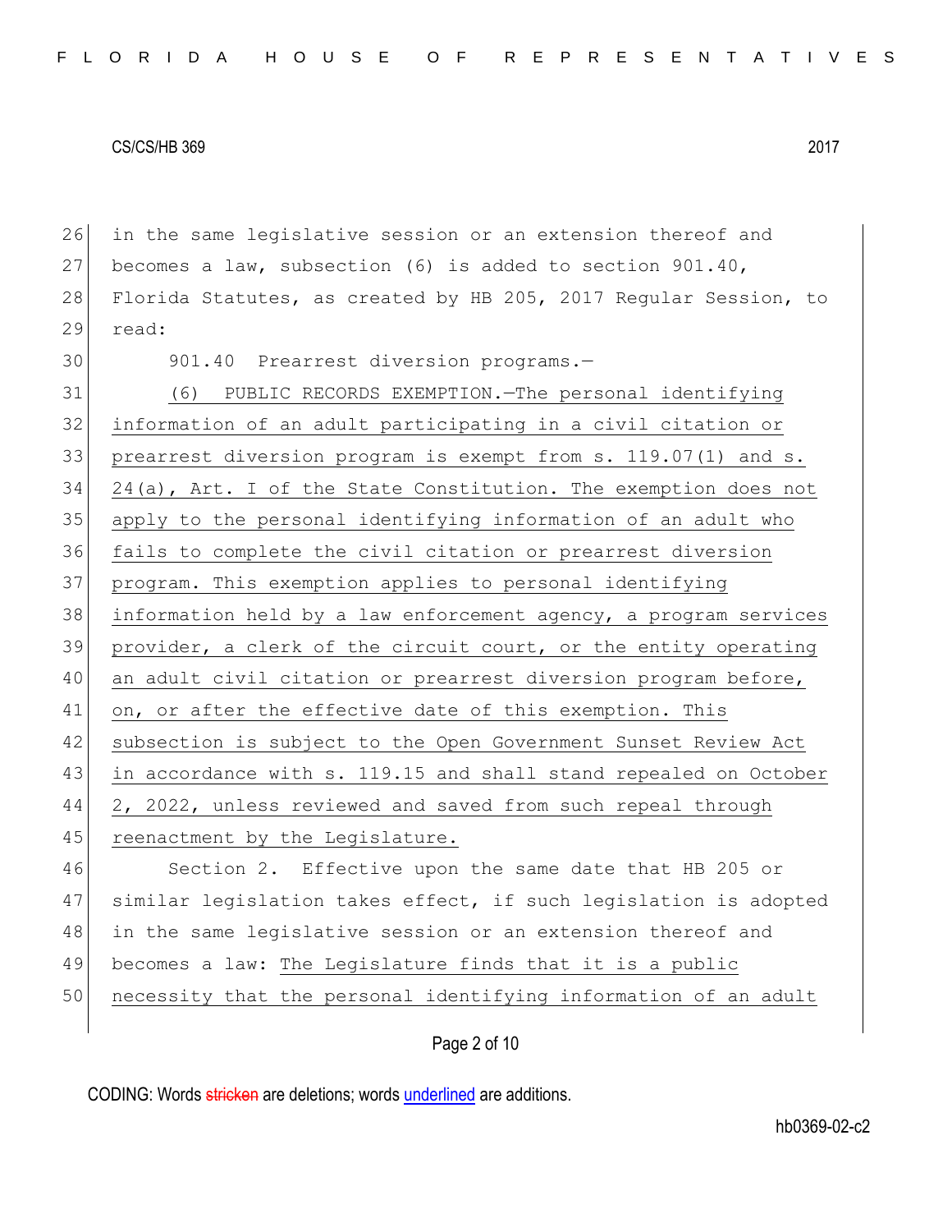in the same legislative session or an extension thereof and becomes a law, subsection (6) is added to section 901.40, Florida Statutes, as created by HB 205, 2017 Regular Session, to read:

901.40 Prearrest diversion programs.—

<u>(6) PUBLIC RECORDS EXEMPTION.—The personal identifying information of an adult participating in a civil citation or prearrest diversion program is exempt from s. 119.07(1) and s. 24(a), Art. I of the State Constitution. The exemption does not apply to the personal identifying information of an adult who fails to complete the civil citation or prearrest diversion program. This exemption applies to personal identifying information held by a law enforcement agency, a program services provider, a clerk of the circuit court, or the entity operating an adult civil citation or prearrest diversion program before, on, or after the effective date of this exemption. This subsection is subject to the Open Government Sunset Review Act in accordance with s. 119.15 and shall stand repealed on October 2, 2022, unless reviewed and saved from such repeal through reenactment by the Legislature.</u>

Section 2. Effective upon the same date that HB 205 or similar legislation takes effect, if such legislation is adopted in the same legislative session or an extension thereof and becomes a law: <u>The Legislature finds that it is a public necessity that the personal identifying information of an adult</u>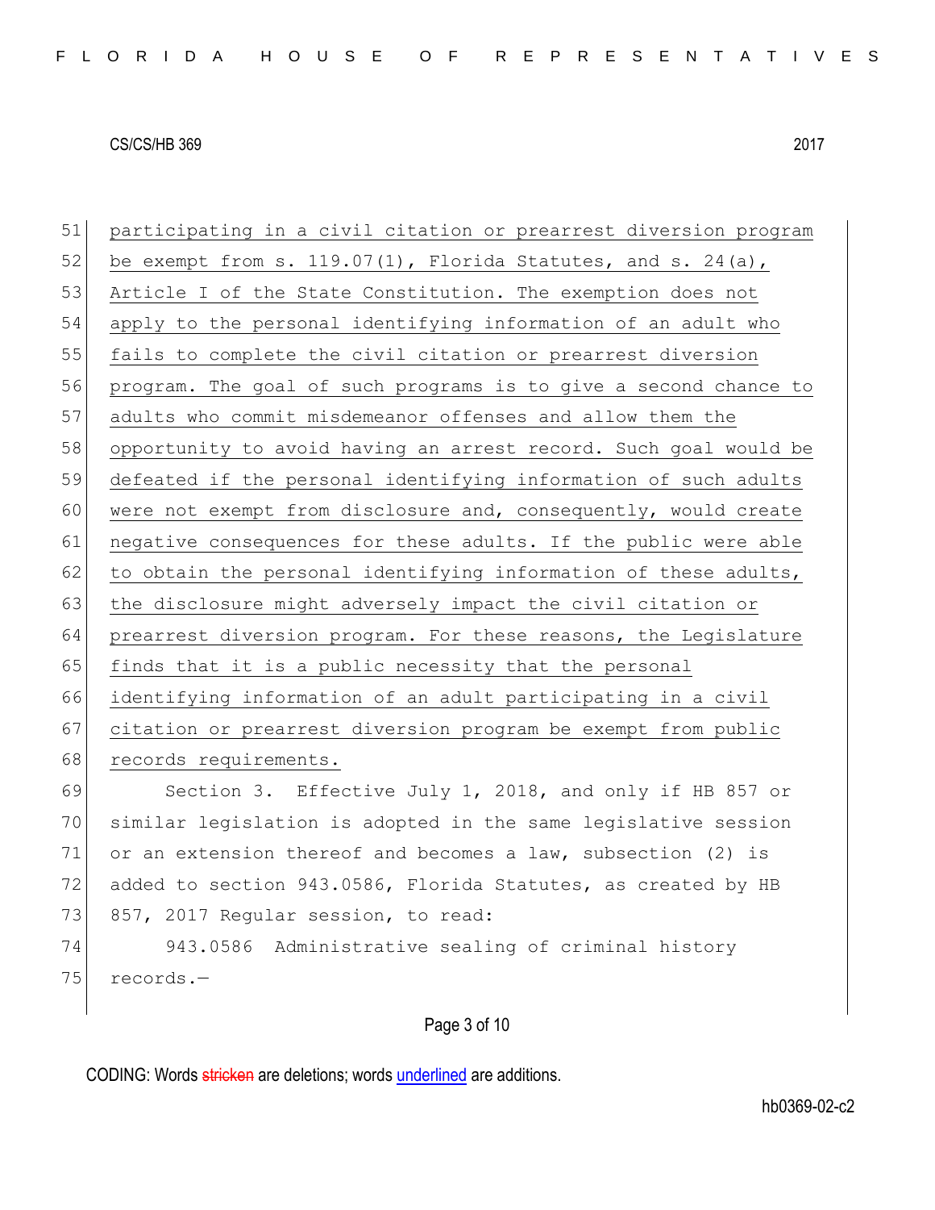participating in a civil citation or prearrest diversion program be exempt from s. 119.07(1), Florida Statutes, and s. 24(a), Article I of the State Constitution. The exemption does not apply to the personal identifying information of an adult who fails to complete the civil citation or prearrest diversion program. The goal of such programs is to give a second chance to adults who commit misdemeanor offenses and allow them the opportunity to avoid having an arrest record. Such goal would be defeated if the personal identifying information of such adults were not exempt from disclosure and, consequently, would create negative consequences for these adults. If the public were able to obtain the personal identifying information of these adults, the disclosure might adversely impact the civil citation or prearrest diversion program. For these reasons, the Legislature finds that it is a public necessity that the personal identifying information of an adult participating in a civil citation or prearrest diversion program be exempt from public records requirements.

Section 3. Effective July 1, 2018, and only if HB 857 or similar legislation is adopted in the same legislative session or an extension thereof and becomes a law, subsection (2) is added to section 943.0586, Florida Statutes, as created by HB 857, 2017 Regular session, to read:

943.0586 Administrative sealing of criminal history records.—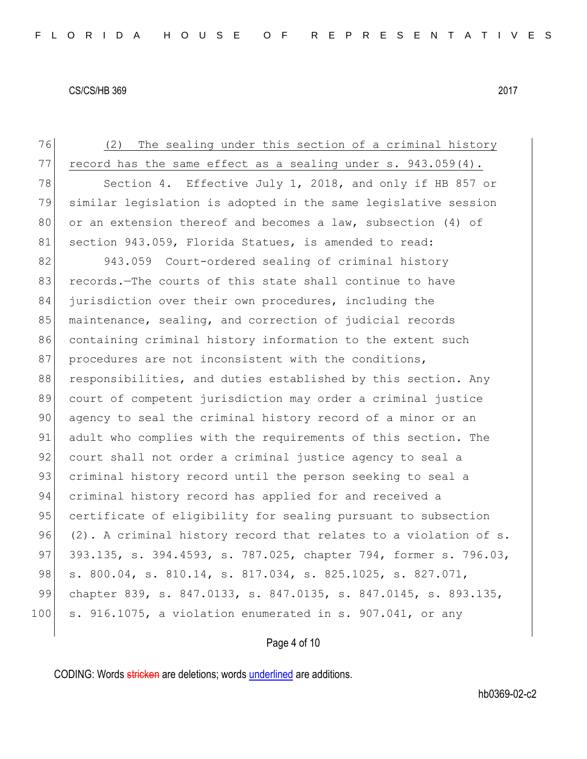(2) The sealing under this section of a criminal history record has the same effect as a sealing under s. 943.059(4).

Section 4. Effective July 1, 2018, and only if HB 857 or similar legislation is adopted in the same legislative session or an extension thereof and becomes a law, subsection (4) of section 943.059, Florida Statues, is amended to read:

943.059 Court-ordered sealing of criminal history records.—The courts of this state shall continue to have jurisdiction over their own procedures, including the maintenance, sealing, and correction of judicial records containing criminal history information to the extent such procedures are not inconsistent with the conditions, responsibilities, and duties established by this section. Any court of competent jurisdiction may order a criminal justice agency to seal the criminal history record of a minor or an adult who complies with the requirements of this section. The court shall not order a criminal justice agency to seal a criminal history record until the person seeking to seal a criminal history record has applied for and received a certificate of eligibility for sealing pursuant to subsection (2). A criminal history record that relates to a violation of s. 393.135, s. 394.4593, s. 787.025, chapter 794, former s. 796.03, s. 800.04, s. 810.14, s. 817.034, s. 825.1025, s. 827.071, chapter 839, s. 847.0133, s. 847.0135, s. 847.0145, s. 893.135, s. 916.1075, a violation enumerated in s. 907.041, or any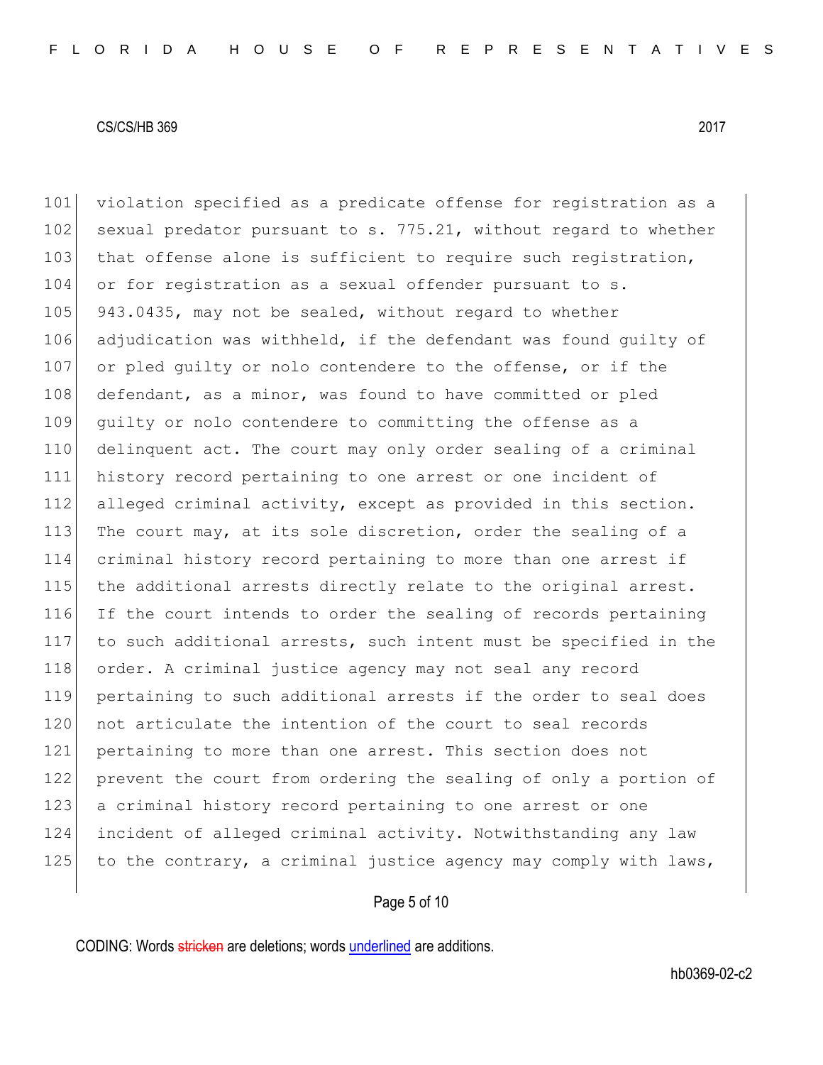101 violation specified as a predicate offense for registration as a
102 sexual predator pursuant to s. 775.21, without regard to whether
103 that offense alone is sufficient to require such registration,
104 or for registration as a sexual offender pursuant to s.
105 943.0435, may not be sealed, without regard to whether
106 adjudication was withheld, if the defendant was found guilty of
107 or pled guilty or nolo contendere to the offense, or if the
108 defendant, as a minor, was found to have committed or pled
109 guilty or nolo contendere to committing the offense as a
110 delinquent act. The court may only order sealing of a criminal
111 history record pertaining to one arrest or one incident of
112 alleged criminal activity, except as provided in this section.
113 The court may, at its sole discretion, order the sealing of a
114 criminal history record pertaining to more than one arrest if
115 the additional arrests directly relate to the original arrest.
116 If the court intends to order the sealing of records pertaining
117 to such additional arrests, such intent must be specified in the
118 order. A criminal justice agency may not seal any record
119 pertaining to such additional arrests if the order to seal does
120 not articulate the intention of the court to seal records
121 pertaining to more than one arrest. This section does not
122 prevent the court from ordering the sealing of only a portion of
123 a criminal history record pertaining to one arrest or one
124 incident of alleged criminal activity. Notwithstanding any law
125 to the contrary, a criminal justice agency may comply with laws,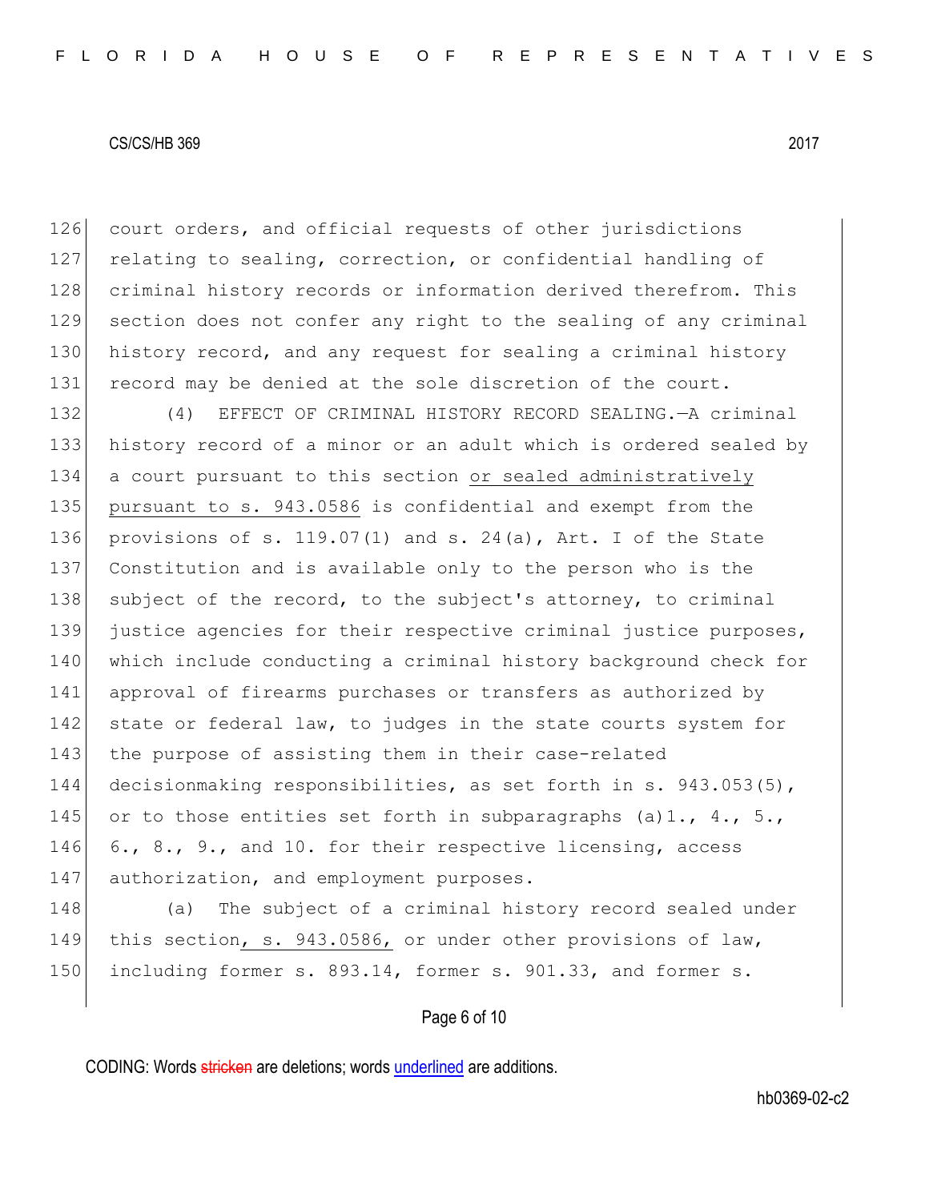court orders, and official requests of other jurisdictions relating to sealing, correction, or confidential handling of criminal history records or information derived therefrom. This section does not confer any right to the sealing of any criminal history record, and any request for sealing a criminal history record may be denied at the sole discretion of the court.

(4) EFFECT OF CRIMINAL HISTORY RECORD SEALING.—A criminal history record of a minor or an adult which is ordered sealed by a court pursuant to this section or sealed administratively pursuant to s. 943.0586 is confidential and exempt from the provisions of s. 119.07(1) and s. 24(a), Art. I of the State Constitution and is available only to the person who is the subject of the record, to the subject's attorney, to criminal justice agencies for their respective criminal justice purposes, which include conducting a criminal history background check for approval of firearms purchases or transfers as authorized by state or federal law, to judges in the state courts system for the purpose of assisting them in their case-related decisionmaking responsibilities, as set forth in s. 943.053(5), or to those entities set forth in subparagraphs (a)1., 4., 5., 6., 8., 9., and 10. for their respective licensing, access authorization, and employment purposes.

(a) The subject of a criminal history record sealed under this section, s. 943.0586, or under other provisions of law, including former s. 893.14, former s. 901.33, and former s.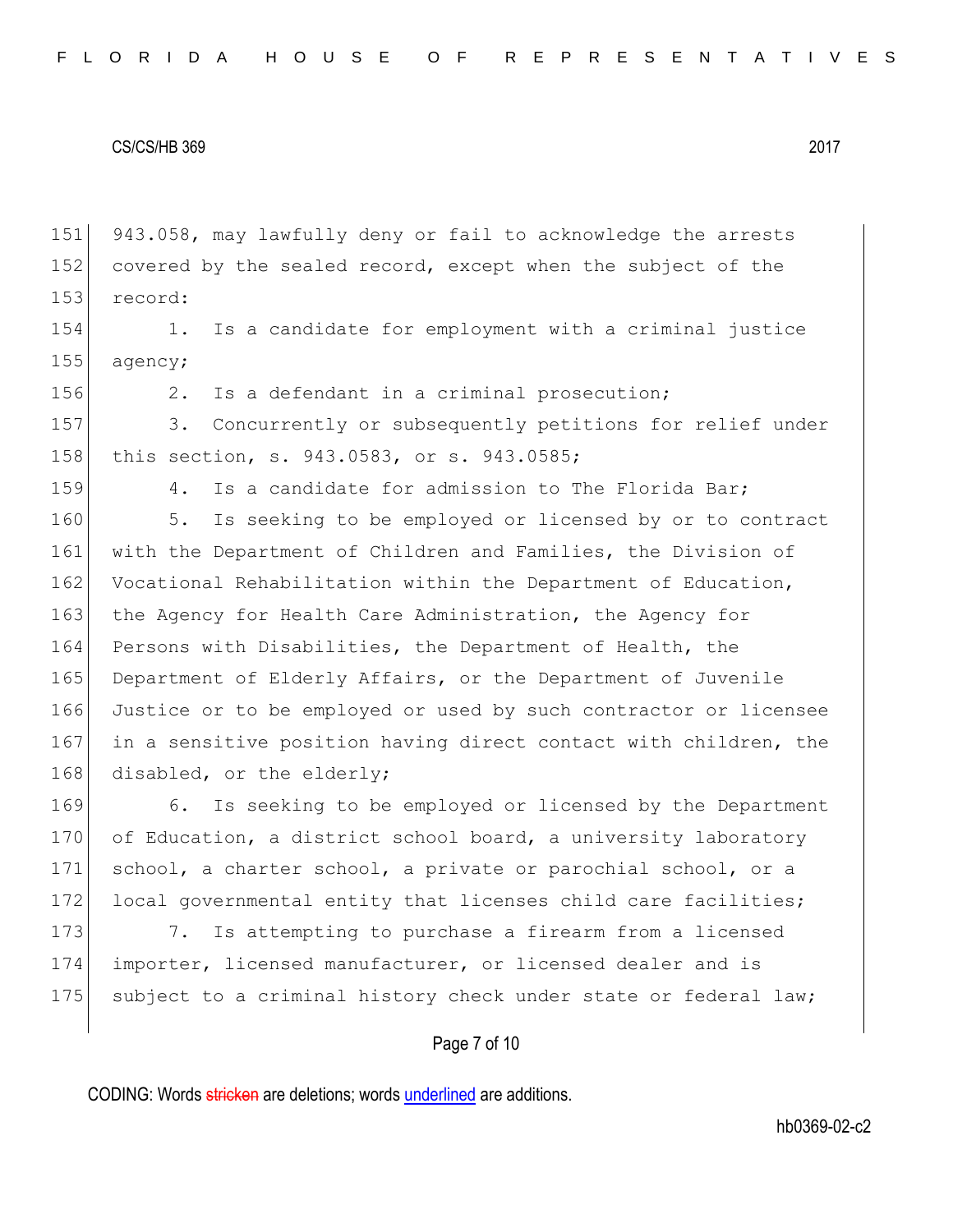943.058, may lawfully deny or fail to acknowledge the arrests covered by the sealed record, except when the subject of the record:

1. Is a candidate for employment with a criminal justice agency;

2. Is a defendant in a criminal prosecution;

3. Concurrently or subsequently petitions for relief under this section, s. 943.0583, or s. 943.0585;

4. Is a candidate for admission to The Florida Bar;

5. Is seeking to be employed or licensed by or to contract with the Department of Children and Families, the Division of Vocational Rehabilitation within the Department of Education, the Agency for Health Care Administration, the Agency for Persons with Disabilities, the Department of Health, the Department of Elderly Affairs, or the Department of Juvenile Justice or to be employed or used by such contractor or licensee in a sensitive position having direct contact with children, the disabled, or the elderly;

6. Is seeking to be employed or licensed by the Department of Education, a district school board, a university laboratory school, a charter school, a private or parochial school, or a local governmental entity that licenses child care facilities;

7. Is attempting to purchase a firearm from a licensed importer, licensed manufacturer, or licensed dealer and is subject to a criminal history check under state or federal law;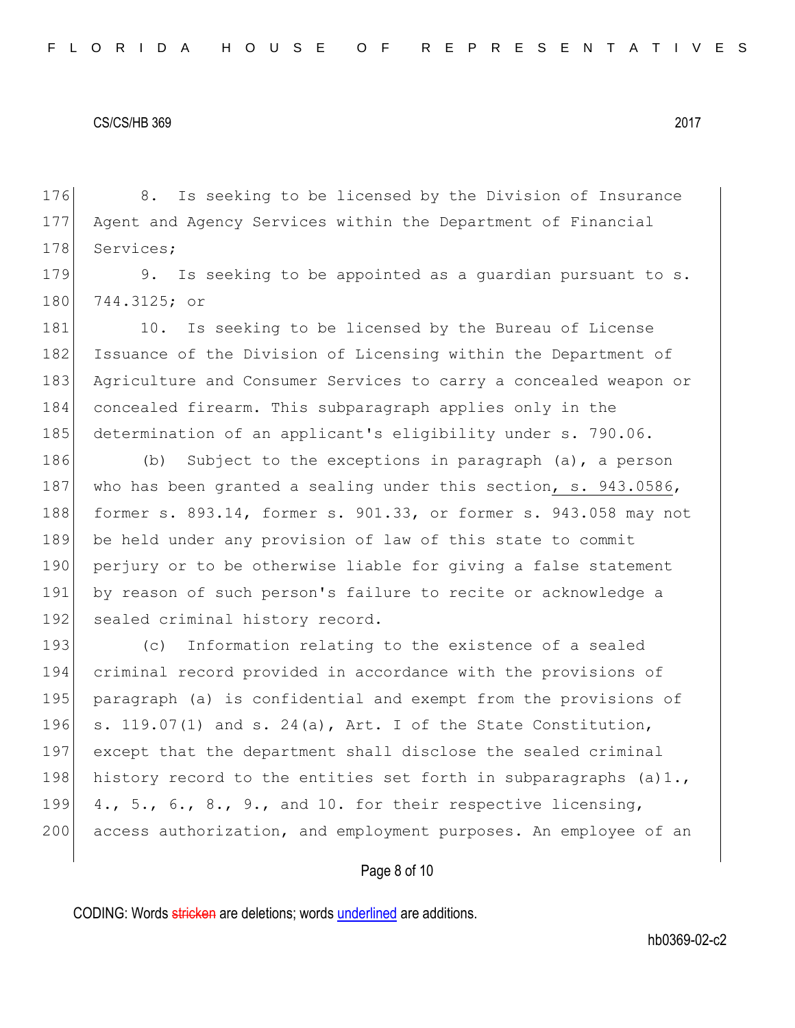8. Is seeking to be licensed by the Division of Insurance Agent and Agency Services within the Department of Financial Services;

9. Is seeking to be appointed as a guardian pursuant to s. 744.3125; or

10. Is seeking to be licensed by the Bureau of License Issuance of the Division of Licensing within the Department of Agriculture and Consumer Services to carry a concealed weapon or concealed firearm. This subparagraph applies only in the determination of an applicant's eligibility under s. 790.06.

(b) Subject to the exceptions in paragraph (a), a person who has been granted a sealing under this section, s. 943.0586, former s. 893.14, former s. 901.33, or former s. 943.058 may not be held under any provision of law of this state to commit perjury or to be otherwise liable for giving a false statement by reason of such person's failure to recite or acknowledge a sealed criminal history record.

(c) Information relating to the existence of a sealed criminal record provided in accordance with the provisions of paragraph (a) is confidential and exempt from the provisions of s. 119.07(1) and s. 24(a), Art. I of the State Constitution, except that the department shall disclose the sealed criminal history record to the entities set forth in subparagraphs (a)1., 4., 5., 6., 8., 9., and 10. for their respective licensing, access authorization, and employment purposes. An employee of an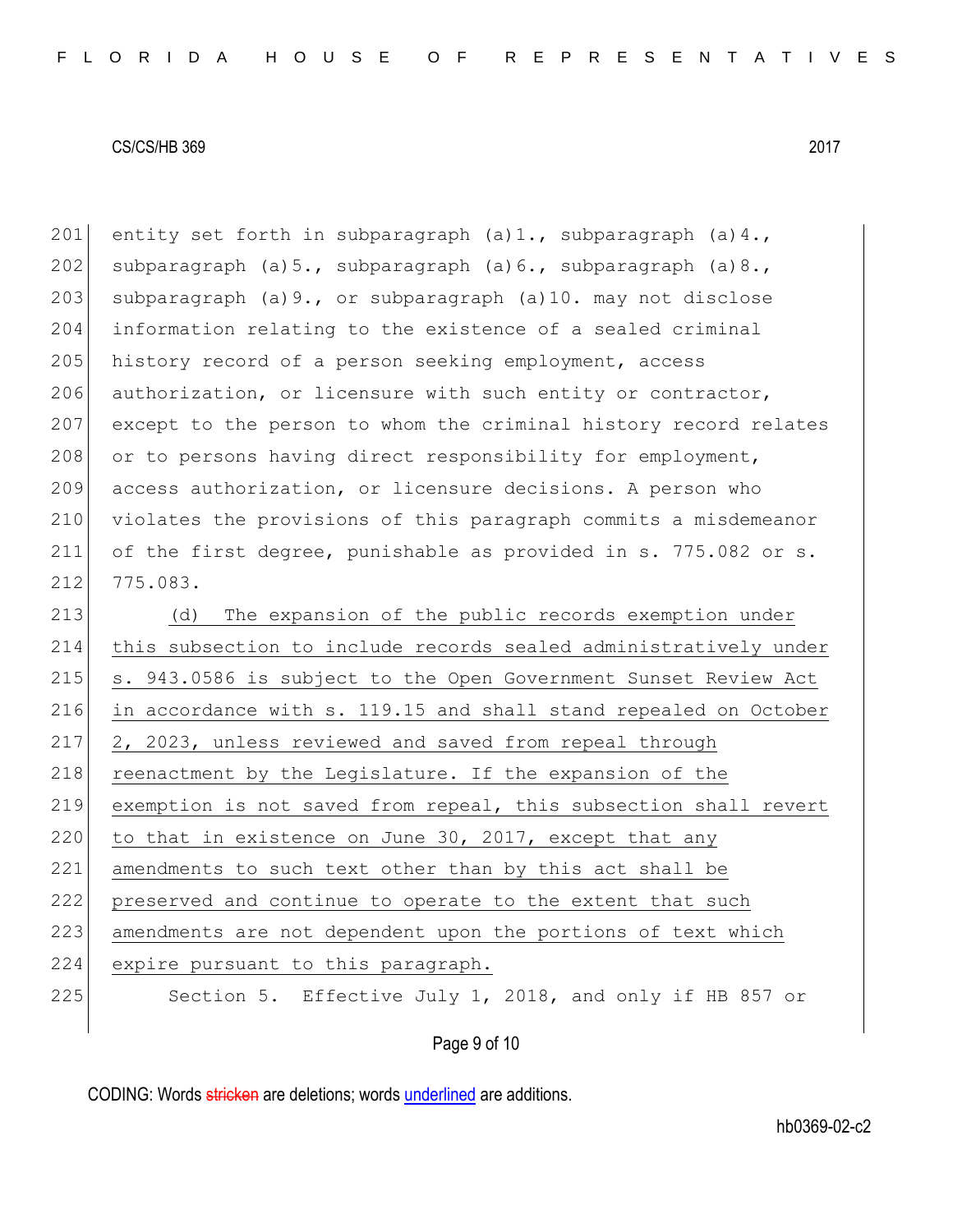entity set forth in subparagraph (a)1., subparagraph (a)4., subparagraph (a)5., subparagraph (a)6., subparagraph (a)8., subparagraph (a)9., or subparagraph (a)10. may not disclose information relating to the existence of a sealed criminal history record of a person seeking employment, access authorization, or licensure with such entity or contractor, except to the person to whom the criminal history record relates or to persons having direct responsibility for employment, access authorization, or licensure decisions. A person who violates the provisions of this paragraph commits a misdemeanor of the first degree, punishable as provided in s. 775.082 or s. 775.083.

(d) <u>The expansion of the public records exemption under this subsection to include records sealed administratively under s. 943.0586 is subject to the Open Government Sunset Review Act in accordance with s. 119.15 and shall stand repealed on October 2, 2023, unless reviewed and saved from repeal through reenactment by the Legislature. If the expansion of the exemption is not saved from repeal, this subsection shall revert to that in existence on June 30, 2017, except that any amendments to such text other than by this act shall be preserved and continue to operate to the extent that such amendments are not dependent upon the portions of text which expire pursuant to this paragraph.</u>

Section 5. Effective July 1, 2018, and only if HB 857 or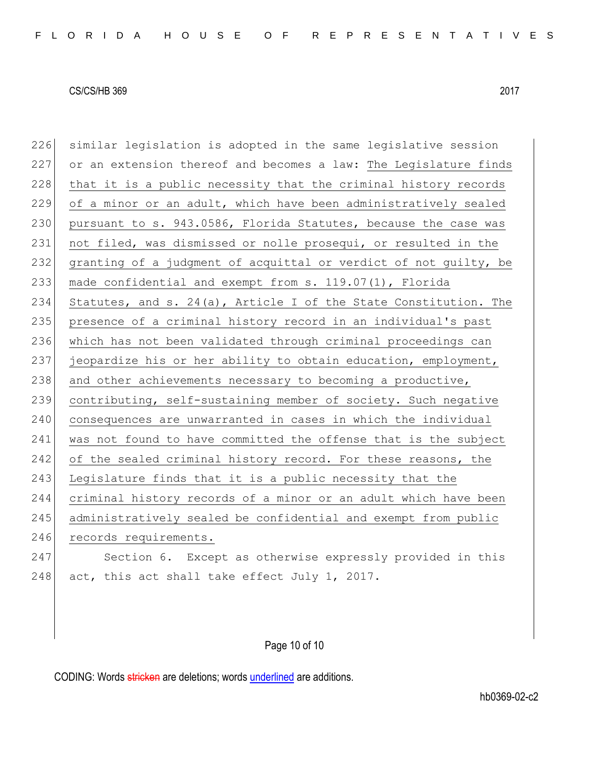similar legislation is adopted in the same legislative session or an extension thereof and becomes a law: <u>The Legislature finds that it is a public necessity that the criminal history records of a minor or an adult, which have been administratively sealed pursuant to s. 943.0586, Florida Statutes, because the case was not filed, was dismissed or nolle prosequi, or resulted in the granting of a judgment of acquittal or verdict of not guilty, be made confidential and exempt from s. 119.07(1), Florida Statutes, and s. 24(a), Article I of the State Constitution. The presence of a criminal history record in an individual's past which has not been validated through criminal proceedings can jeopardize his or her ability to obtain education, employment, and other achievements necessary to becoming a productive, contributing, self-sustaining member of society. Such negative consequences are unwarranted in cases in which the individual was not found to have committed the offense that is the subject of the sealed criminal history record. For these reasons, the Legislature finds that it is a public necessity that the criminal history records of a minor or an adult which have been administratively sealed be confidential and exempt from public records requirements.</u>

Section 6. Except as otherwise expressly provided in this act, this act shall take effect July 1, 2017.